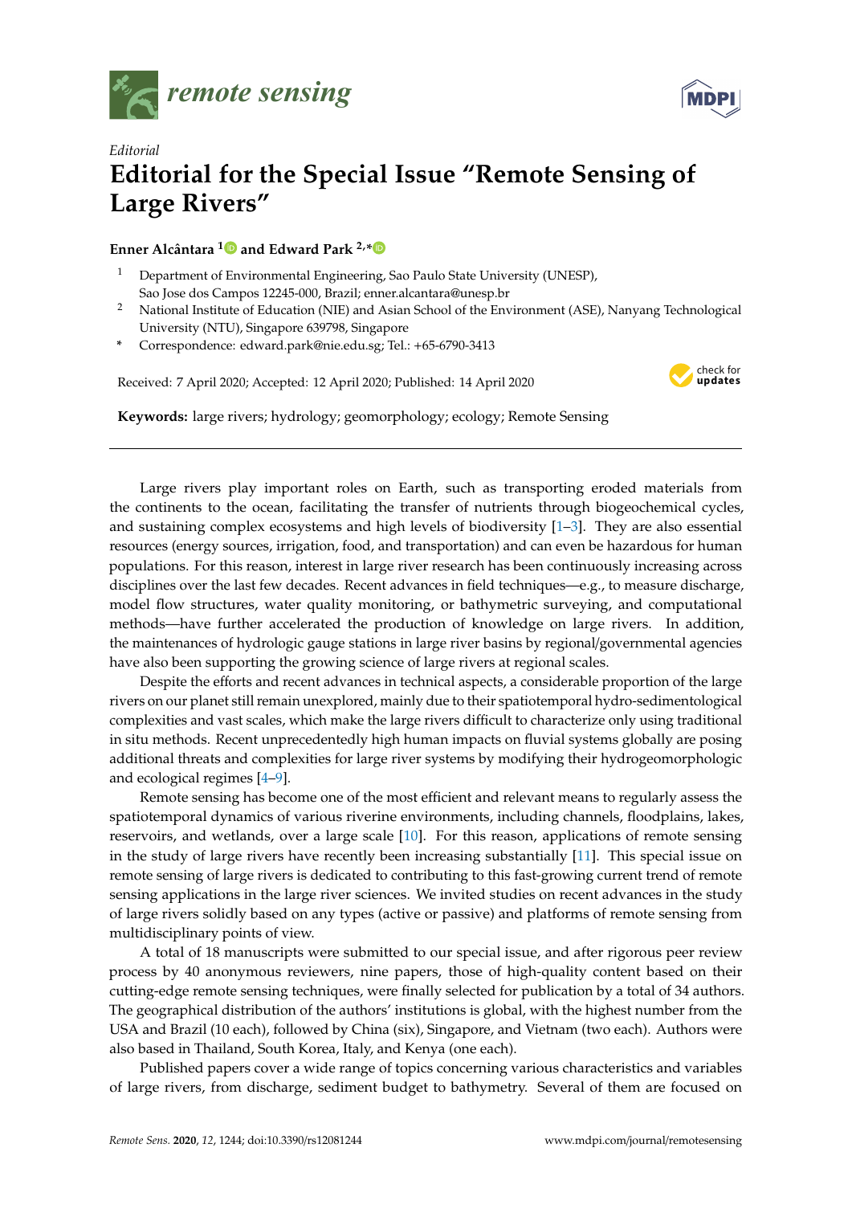*Editorial*

# Editorial for the Special Issue "Remote Sensing of Large Rivers"

**Enner Alcântara [1] and Edward Park [2,*]**

[1] Department of Environmental Engineering, Sao Paulo State University (UNESP), Sao Jose dos Campos 12245-000, Brazil; enner.alcantara@unesp.br

[2] National Institute of Education (NIE) and Asian School of the Environment (ASE), Nanyang Technological University (NTU), Singapore 639798, Singapore

\* Correspondence: edward.park@nie.edu.sg; Tel.: +65-6790-3413

Received: 7 April 2020; Accepted: 12 April 2020; Published: 14 April 2020

**Keywords:** large rivers; hydrology; geomorphology; ecology; Remote Sensing

---

Large rivers play important roles on Earth, such as transporting eroded materials from the continents to the ocean, facilitating the transfer of nutrients through biogeochemical cycles, and sustaining complex ecosystems and high levels of biodiversity [1–3]. They are also essential resources (energy sources, irrigation, food, and transportation) and can even be hazardous for human populations. For this reason, interest in large river research has been continuously increasing across disciplines over the last few decades. Recent advances in field techniques—e.g., to measure discharge, model flow structures, water quality monitoring, or bathymetric surveying, and computational methods—have further accelerated the production of knowledge on large rivers. In addition, the maintenances of hydrologic gauge stations in large river basins by regional/governmental agencies have also been supporting the growing science of large rivers at regional scales.

Despite the efforts and recent advances in technical aspects, a considerable proportion of the large rivers on our planet still remain unexplored, mainly due to their spatiotemporal hydro-sedimentological complexities and vast scales, which make the large rivers difficult to characterize only using traditional in situ methods. Recent unprecedentedly high human impacts on fluvial systems globally are posing additional threats and complexities for large river systems by modifying their hydrogeomorphologic and ecological regimes [4–9].

Remote sensing has become one of the most efficient and relevant means to regularly assess the spatiotemporal dynamics of various riverine environments, including channels, floodplains, lakes, reservoirs, and wetlands, over a large scale [10]. For this reason, applications of remote sensing in the study of large rivers have recently been increasing substantially [11]. This special issue on remote sensing of large rivers is dedicated to contributing to this fast-growing current trend of remote sensing applications in the large river sciences. We invited studies on recent advances in the study of large rivers solidly based on any types (active or passive) and platforms of remote sensing from multidisciplinary points of view.

A total of 18 manuscripts were submitted to our special issue, and after rigorous peer review process by 40 anonymous reviewers, nine papers, those of high-quality content based on their cutting-edge remote sensing techniques, were finally selected for publication by a total of 34 authors. The geographical distribution of the authors' institutions is global, with the highest number from the USA and Brazil (10 each), followed by China (six), Singapore, and Vietnam (two each). Authors were also based in Thailand, South Korea, Italy, and Kenya (one each).

Published papers cover a wide range of topics concerning various characteristics and variables of large rivers, from discharge, sediment budget to bathymetry. Several of them are focused on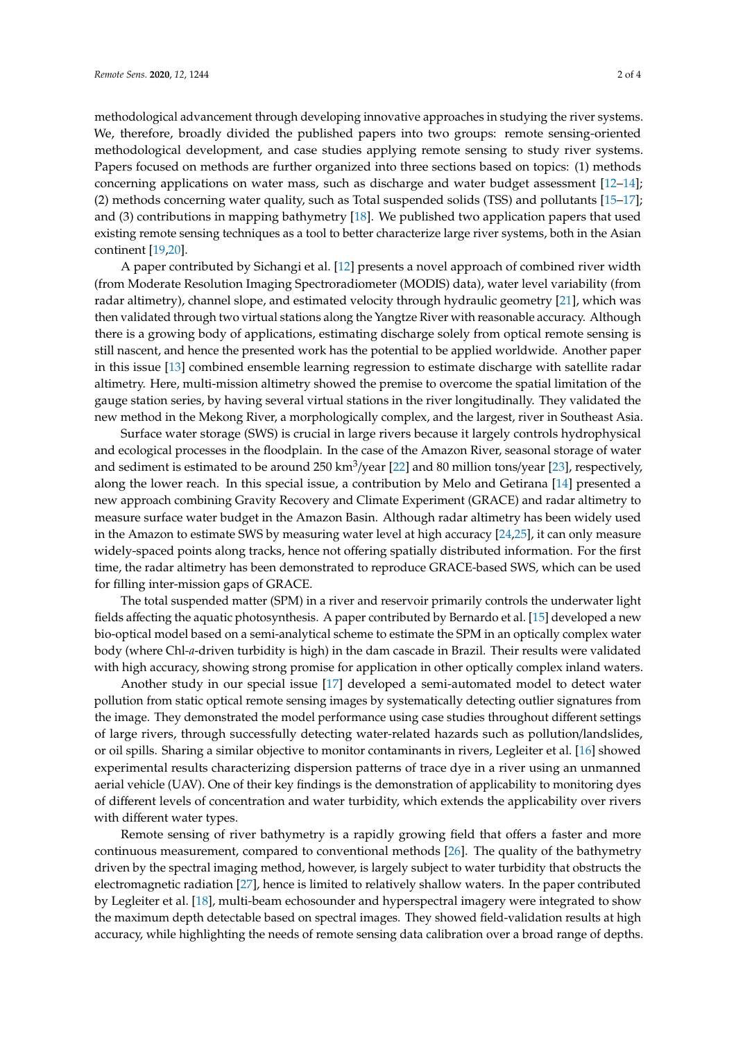methodological advancement through developing innovative approaches in studying the river systems. We, therefore, broadly divided the published papers into two groups: remote sensing-oriented methodological development, and case studies applying remote sensing to study river systems. Papers focused on methods are further organized into three sections based on topics: (1) methods concerning applications on water mass, such as discharge and water budget assessment [12–14]; (2) methods concerning water quality, such as Total suspended solids (TSS) and pollutants [15–17]; and (3) contributions in mapping bathymetry [18]. We published two application papers that used existing remote sensing techniques as a tool to better characterize large river systems, both in the Asian continent [19,20].

A paper contributed by Sichangi et al. [12] presents a novel approach of combined river width (from Moderate Resolution Imaging Spectroradiometer (MODIS) data), water level variability (from radar altimetry), channel slope, and estimated velocity through hydraulic geometry [21], which was then validated through two virtual stations along the Yangtze River with reasonable accuracy. Although there is a growing body of applications, estimating discharge solely from optical remote sensing is still nascent, and hence the presented work has the potential to be applied worldwide. Another paper in this issue [13] combined ensemble learning regression to estimate discharge with satellite radar altimetry. Here, multi-mission altimetry showed the premise to overcome the spatial limitation of the gauge station series, by having several virtual stations in the river longitudinally. They validated the new method in the Mekong River, a morphologically complex, and the largest, river in Southeast Asia.

Surface water storage (SWS) is crucial in large rivers because it largely controls hydrophysical and ecological processes in the floodplain. In the case of the Amazon River, seasonal storage of water and sediment is estimated to be around 250 km$^3$/year [22] and 80 million tons/year [23], respectively, along the lower reach. In this special issue, a contribution by Melo and Getirana [14] presented a new approach combining Gravity Recovery and Climate Experiment (GRACE) and radar altimetry to measure surface water budget in the Amazon Basin. Although radar altimetry has been widely used in the Amazon to estimate SWS by measuring water level at high accuracy [24,25], it can only measure widely-spaced points along tracks, hence not offering spatially distributed information. For the first time, the radar altimetry has been demonstrated to reproduce GRACE-based SWS, which can be used for filling inter-mission gaps of GRACE.

The total suspended matter (SPM) in a river and reservoir primarily controls the underwater light fields affecting the aquatic photosynthesis. A paper contributed by Bernardo et al. [15] developed a new bio-optical model based on a semi-analytical scheme to estimate the SPM in an optically complex water body (where Chl-*a*-driven turbidity is high) in the dam cascade in Brazil. Their results were validated with high accuracy, showing strong promise for application in other optically complex inland waters.

Another study in our special issue [17] developed a semi-automated model to detect water pollution from static optical remote sensing images by systematically detecting outlier signatures from the image. They demonstrated the model performance using case studies throughout different settings of large rivers, through successfully detecting water-related hazards such as pollution/landslides, or oil spills. Sharing a similar objective to monitor contaminants in rivers, Legleiter et al. [16] showed experimental results characterizing dispersion patterns of trace dye in a river using an unmanned aerial vehicle (UAV). One of their key findings is the demonstration of applicability to monitoring dyes of different levels of concentration and water turbidity, which extends the applicability over rivers with different water types.

Remote sensing of river bathymetry is a rapidly growing field that offers a faster and more continuous measurement, compared to conventional methods [26]. The quality of the bathymetry driven by the spectral imaging method, however, is largely subject to water turbidity that obstructs the electromagnetic radiation [27], hence is limited to relatively shallow waters. In the paper contributed by Legleiter et al. [18], multi-beam echosounder and hyperspectral imagery were integrated to show the maximum depth detectable based on spectral images. They showed field-validation results at high accuracy, while highlighting the needs of remote sensing data calibration over a broad range of depths.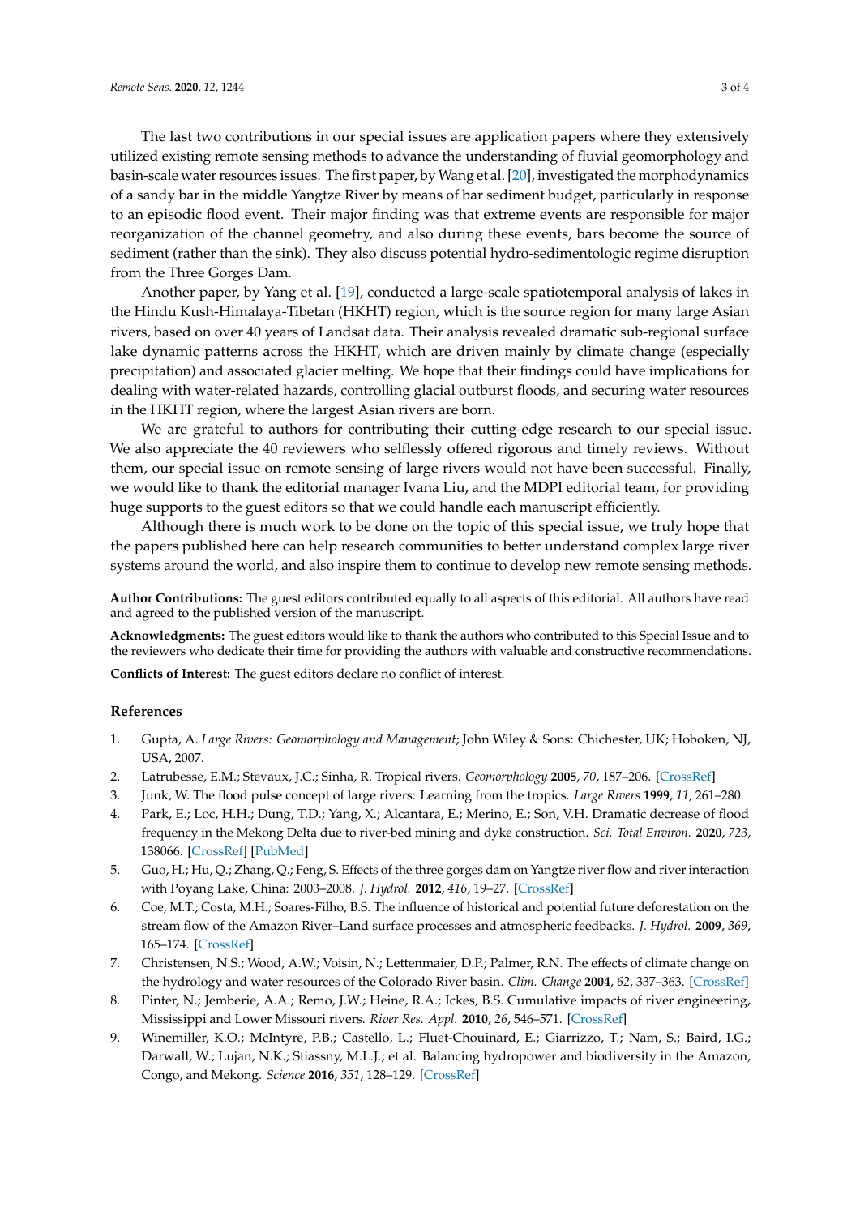The last two contributions in our special issues are application papers where they extensively utilized existing remote sensing methods to advance the understanding of fluvial geomorphology and basin-scale water resources issues. The first paper, by Wang et al. [20], investigated the morphodynamics of a sandy bar in the middle Yangtze River by means of bar sediment budget, particularly in response to an episodic flood event. Their major finding was that extreme events are responsible for major reorganization of the channel geometry, and also during these events, bars become the source of sediment (rather than the sink). They also discuss potential hydro-sedimentologic regime disruption from the Three Gorges Dam.

Another paper, by Yang et al. [19], conducted a large-scale spatiotemporal analysis of lakes in the Hindu Kush-Himalaya-Tibetan (HKHT) region, which is the source region for many large Asian rivers, based on over 40 years of Landsat data. Their analysis revealed dramatic sub-regional surface lake dynamic patterns across the HKHT, which are driven mainly by climate change (especially precipitation) and associated glacier melting. We hope that their findings could have implications for dealing with water-related hazards, controlling glacial outburst floods, and securing water resources in the HKHT region, where the largest Asian rivers are born.

We are grateful to authors for contributing their cutting-edge research to our special issue. We also appreciate the 40 reviewers who selflessly offered rigorous and timely reviews. Without them, our special issue on remote sensing of large rivers would not have been successful. Finally, we would like to thank the editorial manager Ivana Liu, and the MDPI editorial team, for providing huge supports to the guest editors so that we could handle each manuscript efficiently.

Although there is much work to be done on the topic of this special issue, we truly hope that the papers published here can help research communities to better understand complex large river systems around the world, and also inspire them to continue to develop new remote sensing methods.

**Author Contributions:** The guest editors contributed equally to all aspects of this editorial. All authors have read and agreed to the published version of the manuscript.

**Acknowledgments:** The guest editors would like to thank the authors who contributed to this Special Issue and to the reviewers who dedicate their time for providing the authors with valuable and constructive recommendations.

**Conflicts of Interest:** The guest editors declare no conflict of interest.

## References

1. Gupta, A. *Large Rivers: Geomorphology and Management*; John Wiley & Sons: Chichester, UK; Hoboken, NJ, USA, 2007.
2. Latrubesse, E.M.; Stevaux, J.C.; Sinha, R. Tropical rivers. *Geomorphology* **2005**, *70*, 187–206. [CrossRef]
3. Junk, W. The flood pulse concept of large rivers: Learning from the tropics. *Large Rivers* **1999**, *11*, 261–280.
4. Park, E.; Loc, H.H.; Dung, T.D.; Yang, X.; Alcantara, E.; Merino, E.; Son, V.H. Dramatic decrease of flood frequency in the Mekong Delta due to river-bed mining and dyke construction. *Sci. Total Environ.* **2020**, *723*, 138066. [CrossRef] [PubMed]
5. Guo, H.; Hu, Q.; Zhang, Q.; Feng, S. Effects of the three gorges dam on Yangtze river flow and river interaction with Poyang Lake, China: 2003–2008. *J. Hydrol.* **2012**, *416*, 19–27. [CrossRef]
6. Coe, M.T.; Costa, M.H.; Soares-Filho, B.S. The influence of historical and potential future deforestation on the stream flow of the Amazon River–Land surface processes and atmospheric feedbacks. *J. Hydrol.* **2009**, *369*, 165–174. [CrossRef]
7. Christensen, N.S.; Wood, A.W.; Voisin, N.; Lettenmaier, D.P.; Palmer, R.N. The effects of climate change on the hydrology and water resources of the Colorado River basin. *Clim. Change* **2004**, *62*, 337–363. [CrossRef]
8. Pinter, N.; Jemberie, A.A.; Remo, J.W.; Heine, R.A.; Ickes, B.S. Cumulative impacts of river engineering, Mississippi and Lower Missouri rivers. *River Res. Appl.* **2010**, *26*, 546–571. [CrossRef]
9. Winemiller, K.O.; McIntyre, P.B.; Castello, L.; Fluet-Chouinard, E.; Giarrizzo, T.; Nam, S.; Baird, I.G.; Darwall, W.; Lujan, N.K.; Stiassny, M.L.J.; et al. Balancing hydropower and biodiversity in the Amazon, Congo, and Mekong. *Science* **2016**, *351*, 128–129. [CrossRef]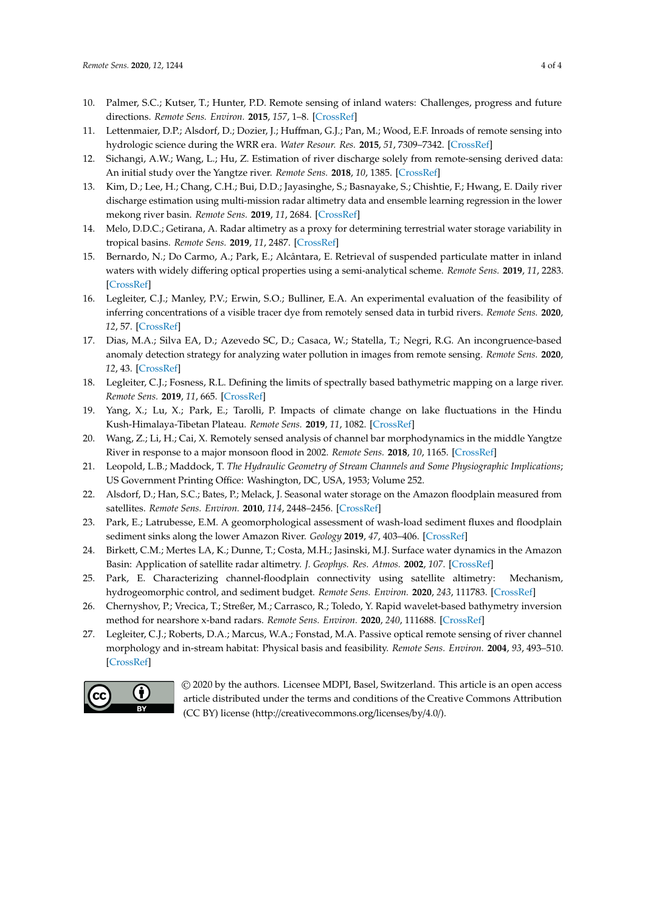10. Palmer, S.C.; Kutser, T.; Hunter, P.D. Remote sensing of inland waters: Challenges, progress and future directions. *Remote Sens. Environ.* **2015**, *157*, 1–8. [CrossRef]
11. Lettenmaier, D.P.; Alsdorf, D.; Dozier, J.; Huffman, G.J.; Pan, M.; Wood, E.F. Inroads of remote sensing into hydrologic science during the WRR era. *Water Resour. Res.* **2015**, *51*, 7309–7342. [CrossRef]
12. Sichangi, A.W.; Wang, L.; Hu, Z. Estimation of river discharge solely from remote-sensing derived data: An initial study over the Yangtze river. *Remote Sens.* **2018**, *10*, 1385. [CrossRef]
13. Kim, D.; Lee, H.; Chang, C.H.; Bui, D.D.; Jayasinghe, S.; Basnayake, S.; Chishtie, F.; Hwang, E. Daily river discharge estimation using multi-mission radar altimetry data and ensemble learning regression in the lower mekong river basin. *Remote Sens.* **2019**, *11*, 2684. [CrossRef]
14. Melo, D.D.C.; Getirana, A. Radar altimetry as a proxy for determining terrestrial water storage variability in tropical basins. *Remote Sens.* **2019**, *11*, 2487. [CrossRef]
15. Bernardo, N.; Do Carmo, A.; Park, E.; Alcântara, E. Retrieval of suspended particulate matter in inland waters with widely differing optical properties using a semi-analytical scheme. *Remote Sens.* **2019**, *11*, 2283. [CrossRef]
16. Legleiter, C.J.; Manley, P.V.; Erwin, S.O.; Bulliner, E.A. An experimental evaluation of the feasibility of inferring concentrations of a visible tracer dye from remotely sensed data in turbid rivers. *Remote Sens.* **2020**, *12*, 57. [CrossRef]
17. Dias, M.A.; Silva EA, D.; Azevedo SC, D.; Casaca, W.; Statella, T.; Negri, R.G. An incongruence-based anomaly detection strategy for analyzing water pollution in images from remote sensing. *Remote Sens.* **2020**, *12*, 43. [CrossRef]
18. Legleiter, C.J.; Fosness, R.L. Defining the limits of spectrally based bathymetric mapping on a large river. *Remote Sens.* **2019**, *11*, 665. [CrossRef]
19. Yang, X.; Lu, X.; Park, E.; Tarolli, P. Impacts of climate change on lake fluctuations in the Hindu Kush-Himalaya-Tibetan Plateau. *Remote Sens.* **2019**, *11*, 1082. [CrossRef]
20. Wang, Z.; Li, H.; Cai, X. Remotely sensed analysis of channel bar morphodynamics in the middle Yangtze River in response to a major monsoon flood in 2002. *Remote Sens.* **2018**, *10*, 1165. [CrossRef]
21. Leopold, L.B.; Maddock, T. *The Hydraulic Geometry of Stream Channels and Some Physiographic Implications*; US Government Printing Office: Washington, DC, USA, 1953; Volume 252.
22. Alsdorf, D.; Han, S.C.; Bates, P.; Melack, J. Seasonal water storage on the Amazon floodplain measured from satellites. *Remote Sens. Environ.* **2010**, *114*, 2448–2456. [CrossRef]
23. Park, E.; Latrubesse, E.M. A geomorphological assessment of wash-load sediment fluxes and floodplain sediment sinks along the lower Amazon River. *Geology* **2019**, *47*, 403–406. [CrossRef]
24. Birkett, C.M.; Mertes LA, K.; Dunne, T.; Costa, M.H.; Jasinski, M.J. Surface water dynamics in the Amazon Basin: Application of satellite radar altimetry. *J. Geophys. Res. Atmos.* **2002**, *107*. [CrossRef]
25. Park, E. Characterizing channel-floodplain connectivity using satellite altimetry: Mechanism, hydrogeomorphic control, and sediment budget. *Remote Sens. Environ.* **2020**, *243*, 111783. [CrossRef]
26. Chernyshov, P.; Vrecica, T.; Streßer, M.; Carrasco, R.; Toledo, Y. Rapid wavelet-based bathymetry inversion method for nearshore x-band radars. *Remote Sens. Environ.* **2020**, *240*, 111688. [CrossRef]
27. Legleiter, C.J.; Roberts, D.A.; Marcus, W.A.; Fonstad, M.A. Passive optical remote sensing of river channel morphology and in-stream habitat: Physical basis and feasibility. *Remote Sens. Environ.* **2004**, *93*, 493–510. [CrossRef]

© 2020 by the authors. Licensee MDPI, Basel, Switzerland. This article is an open access article distributed under the terms and conditions of the Creative Commons Attribution (CC BY) license (http://creativecommons.org/licenses/by/4.0/).